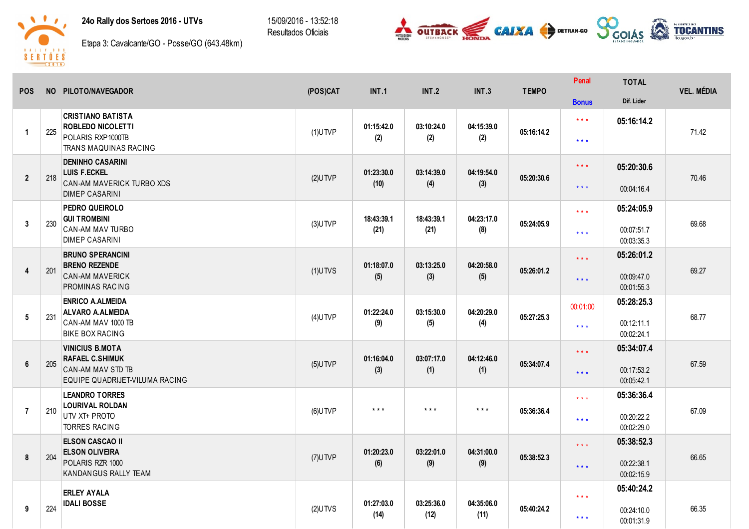# 24o Rally dos Sertoes 2016 - UTVs

Etapa 3: Cavalcante/GO - Posse/GO (643.48km)

15/09/2016 - 13:52:18
Resultados Oficiais

| POS | NO | PILOTO/NAVEGADOR | (POS)CAT | INT.1 | INT.2 | INT.3 | TEMPO | Penal / Bonus | TOTAL / Dif. Lider | VEL. MÉDIA |
|---|---|---|---|---|---|---|---|---|---|---|
| 1 | 225 | **CRISTIANO BATISTA** **ROBLEDO NICOLETTI** POLARIS RXP1000TB TRANS MAQUINAS RACING | (1)UTVP | 01:15:42.0 (2) | 03:10:24.0 (2) | 04:15:39.0 (2) | 05:16:14.2 | * * * / * * * | **05:16:14.2** | 71.42 |
| 2 | 218 | **DENINHO CASARINI** **LUIS F.ECKEL** CAN-AM MAVERICK TURBO XDS DIMEP CASARINI | (2)UTVP | 01:23:30.0 (10) | 03:14:39.0 (4) | 04:19:54.0 (3) | 05:20:30.6 | * * * / * * * | **05:20:30.6** 00:04:16.4 | 70.46 |
| 3 | 230 | **PEDRO QUEIROLO** **GUI TROMBINI** CAN-AM MAV TURBO DIMEP CASARINI | (3)UTVP | 18:43:39.1 (21) | 18:43:39.1 (21) | 04:23:17.0 (8) | 05:24:05.9 | * * * / * * * | **05:24:05.9** 00:07:51.7 00:03:35.3 | 69.68 |
| 4 | 201 | **BRUNO SPERANCINI** **BRENO REZENDE** CAN-AM MAVERICK PROMINAS RACING | (1)UTVS | 01:18:07.0 (5) | 03:13:25.0 (3) | 04:20:58.0 (5) | 05:26:01.2 | * * * / * * * | **05:26:01.2** 00:09:47.0 00:01:55.3 | 69.27 |
| 5 | 231 | **ENRICO A.ALMEIDA** **ALVARO A.ALMEIDA** CAN-AM MAV 1000 TB BIKE BOX RACING | (4)UTVP | 01:22:24.0 (9) | 03:15:30.0 (5) | 04:20:29.0 (4) | 05:27:25.3 | 00:01:00 / * * * | **05:28:25.3** 00:12:11.1 00:02:24.1 | 68.77 |
| 6 | 205 | **VINICIUS B.MOTA** **RAFAEL C.SHIMUK** CAN-AM MAV STD TB EQUIPE QUADRIJET-VILUMA RACING | (5)UTVP | 01:16:04.0 (3) | 03:07:17.0 (1) | 04:12:46.0 (1) | 05:34:07.4 | * * * / * * * | **05:34:07.4** 00:17:53.2 00:05:42.1 | 67.59 |
| 7 | 210 | **LEANDRO TORRES** **LOURIVAL ROLDAN** UTV XT+ PROTO TORRES RACING | (6)UTVP | * * * | * * * | * * * | 05:36:36.4 | * * * / * * * | **05:36:36.4** 00:20:22.2 00:02:29.0 | 67.09 |
| 8 | 204 | **ELSON CASCAO II** **ELSON OLIVEIRA** POLARIS RZR 1000 KANDANGUS RALLY TEAM | (7)UTVP | 01:20:23.0 (6) | 03:22:01.0 (9) | 04:31:00.0 (9) | 05:38:52.3 | * * * / * * * | **05:38:52.3** 00:22:38.1 00:02:15.9 | 66.65 |
| 9 | 224 | **ERLEY AYALA** **IDALI BOSSE** | (2)UTVS | 01:27:03.0 (14) | 03:25:36.0 (12) | 04:35:06.0 (11) | 05:40:24.2 | * * * / * * * | **05:40:24.2** 00:24:10.0 00:01:31.9 | 66.35 |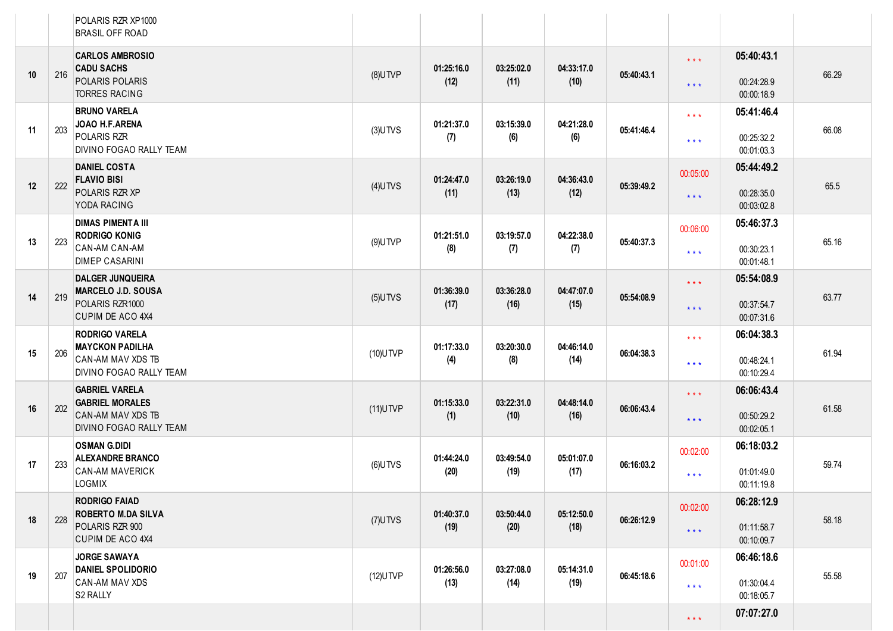| | | | | | | | | | | |
|---|---|---|---|---|---|---|---|---|---|---|
| | | POLARIS RZR XP1000<br>BRASIL OFF ROAD | | | | | | | | |
| 10 | 216 | **CARLOS AMBROSIO**<br>**CADU SACHS**<br>POLARIS POLARIS<br>TORRES RACING | (8)UTVP | **01:25:16.0**<br>**(12)** | **03:25:02.0**<br>**(11)** | **04:33:17.0**<br>**(10)** | **05:40:43.1** | * * *<br>* * * | **05:40:43.1**<br>00:24:28.9<br>00:00:18.9 | 66.29 |
| 11 | 203 | **BRUNO VARELA**<br>**JOAO H.F.ARENA**<br>POLARIS RZR<br>DIVINO FOGAO RALLY TEAM | (3)UTVS | **01:21:37.0**<br>**(7)** | **03:15:39.0**<br>**(6)** | **04:21:28.0**<br>**(6)** | **05:41:46.4** | * * *<br>* * * | **05:41:46.4**<br>00:25:32.2<br>00:01:03.3 | 66.08 |
| 12 | 222 | **DANIEL COSTA**<br>**FLAVIO BISI**<br>POLARIS RZR XP<br>YODA RACING | (4)UTVS | **01:24:47.0**<br>**(11)** | **03:26:19.0**<br>**(13)** | **04:36:43.0**<br>**(12)** | **05:39:49.2** | 00:05:00<br>* * * | **05:44:49.2**<br>00:28:35.0<br>00:03:02.8 | 65.5 |
| 13 | 223 | **DIMAS PIMENTA III**<br>**RODRIGO KONIG**<br>CAN-AM CAN-AM<br>DIMEP CASARINI | (9)UTVP | **01:21:51.0**<br>**(8)** | **03:19:57.0**<br>**(7)** | **04:22:38.0**<br>**(7)** | **05:40:37.3** | 00:06:00<br>* * * | **05:46:37.3**<br>00:30:23.1<br>00:01:48.1 | 65.16 |
| 14 | 219 | **DALGER JUNQUEIRA**<br>**MARCELO J.D. SOUSA**<br>POLARIS RZR1000<br>CUPIM DE ACO 4X4 | (5)UTVS | **01:36:39.0**<br>**(17)** | **03:36:28.0**<br>**(16)** | **04:47:07.0**<br>**(15)** | **05:54:08.9** | * * *<br>* * * | **05:54:08.9**<br>00:37:54.7<br>00:07:31.6 | 63.77 |
| 15 | 206 | **RODRIGO VARELA**<br>**MAYCKON PADILHA**<br>CAN-AM MAV XDS TB<br>DIVINO FOGAO RALLY TEAM | (10)UTVP | **01:17:33.0**<br>**(4)** | **03:20:30.0**<br>**(8)** | **04:46:14.0**<br>**(14)** | **06:04:38.3** | * * *<br>* * * | **06:04:38.3**<br>00:48:24.1<br>00:10:29.4 | 61.94 |
| 16 | 202 | **GABRIEL VARELA**<br>**GABRIEL MORALES**<br>CAN-AM MAV XDS TB<br>DIVINO FOGAO RALLY TEAM | (11)UTVP | **01:15:33.0**<br>**(1)** | **03:22:31.0**<br>**(10)** | **04:48:14.0**<br>**(16)** | **06:06:43.4** | * * *<br>* * * | **06:06:43.4**<br>00:50:29.2<br>00:02:05.1 | 61.58 |
| 17 | 233 | **OSMAN G.DIDI**<br>**ALEXANDRE BRANCO**<br>CAN-AM MAVERICK<br>LOGMIX | (6)UTVS | **01:44:24.0**<br>**(20)** | **03:49:54.0**<br>**(19)** | **05:01:07.0**<br>**(17)** | **06:16:03.2** | 00:02:00<br>* * * | **06:18:03.2**<br>01:01:49.0<br>00:11:19.8 | 59.74 |
| 18 | 228 | **RODRIGO FAIAD**<br>**ROBERTO M.DA SILVA**<br>POLARIS RZR 900<br>CUPIM DE ACO 4X4 | (7)UTVS | **01:40:37.0**<br>**(19)** | **03:50:44.0**<br>**(20)** | **05:12:50.0**<br>**(18)** | **06:26:12.9** | 00:02:00<br>* * * | **06:28:12.9**<br>01:11:58.7<br>00:10:09.7 | 58.18 |
| 19 | 207 | **JORGE SAWAYA**<br>**DANIEL SPOLIDORIO**<br>CAN-AM MAV XDS<br>S2 RALLY | (12)UTVP | **01:26:56.0**<br>**(13)** | **03:27:08.0**<br>**(14)** | **05:14:31.0**<br>**(19)** | **06:45:18.6** | 00:01:00<br>* * * | **06:46:18.6**<br>01:30:04.4<br>00:18:05.7 | 55.58 |
| | | | | | | | | * * * | **07:07:27.0** | |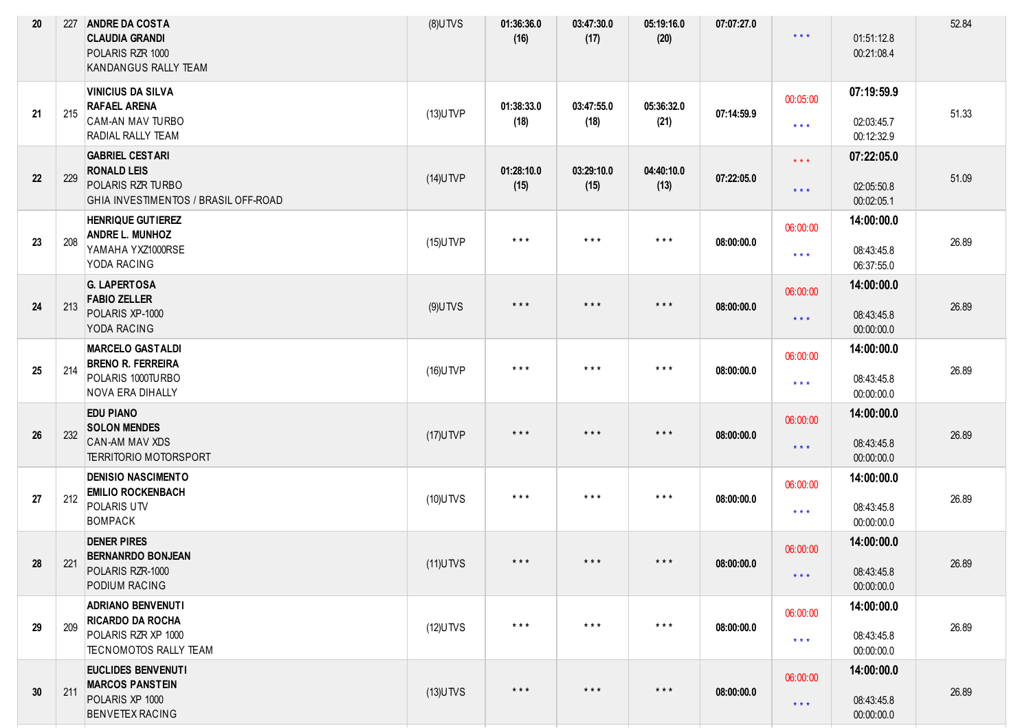| | | | | | | | | | | |
|---|---|---|---|---|---|---|---|---|---|---|
| 20 | 227 | **ANDRE DA COSTA**<br>**CLAUDIA GRANDI**<br>POLARIS RZR 1000<br>KANDANGUS RALLY TEAM | (8)UTVS | **01:36:36.0**<br>**(16)** | **03:47:30.0**<br>**(17)** | **05:19:16.0**<br>**(20)** | **07:07:27.0** | * * * | 01:51:12.8<br>00:21:08.4 | 52.84 |
| 21 | 215 | **VINICIUS DA SILVA**<br>**RAFAEL ARENA**<br>CAM-AN MAV TURBO<br>RADIAL RALLY TEAM | (13)UTVP | **01:38:33.0**<br>**(18)** | **03:47:55.0**<br>**(18)** | **05:36:32.0**<br>**(21)** | **07:14:59.9** | 00:05:00<br>* * * | **07:19:59.9**<br>02:03:45.7<br>00:12:32.9 | 51.33 |
| 22 | 229 | **GABRIEL CESTARI**<br>**RONALD LEIS**<br>POLARIS RZR TURBO<br>GHIA INVESTIMENTOS / BRASIL OFF-ROAD | (14)UTVP | **01:28:10.0**<br>**(15)** | **03:29:10.0**<br>**(15)** | **04:40:10.0**<br>**(13)** | **07:22:05.0** | * * *<br>* * * | **07:22:05.0**<br>02:05:50.8<br>00:02:05.1 | 51.09 |
| 23 | 208 | **HENRIQUE GUTIEREZ**<br>**ANDRE L. MUNHOZ**<br>YAMAHA YXZ1000RSE<br>YODA RACING | (15)UTVP | * * * | * * * | * * * | **08:00:00.0** | 06:00:00<br>* * * | **14:00:00.0**<br>08:43:45.8<br>06:37:55.0 | 26.89 |
| 24 | 213 | **G. LAPERTOSA**<br>**FABIO ZELLER**<br>POLARIS XP-1000<br>YODA RACING | (9)UTVS | * * * | * * * | * * * | **08:00:00.0** | 06:00:00<br>* * * | **14:00:00.0**<br>08:43:45.8<br>00:00:00.0 | 26.89 |
| 25 | 214 | **MARCELO GASTALDI**<br>**BRENO R. FERREIRA**<br>POLARIS 1000TURBO<br>NOVA ERA DIHALLY | (16)UTVP | * * * | * * * | * * * | **08:00:00.0** | 06:00:00<br>* * * | **14:00:00.0**<br>08:43:45.8<br>00:00:00.0 | 26.89 |
| 26 | 232 | **EDU PIANO**<br>**SOLON MENDES**<br>CAN-AM MAV XDS<br>TERRITORIO MOTORSPORT | (17)UTVP | * * * | * * * | * * * | **08:00:00.0** | 06:00:00<br>* * * | **14:00:00.0**<br>08:43:45.8<br>00:00:00.0 | 26.89 |
| 27 | 212 | **DENISIO NASCIMENTO**<br>**EMILIO ROCKENBACH**<br>POLARIS UTV<br>BOMPACK | (10)UTVS | * * * | * * * | * * * | **08:00:00.0** | 06:00:00<br>* * * | **14:00:00.0**<br>08:43:45.8<br>00:00:00.0 | 26.89 |
| 28 | 221 | **DENER PIRES**<br>**BERNANRDO BONJEAN**<br>POLARIS RZR-1000<br>PODIUM RACING | (11)UTVS | * * * | * * * | * * * | **08:00:00.0** | 06:00:00<br>* * * | **14:00:00.0**<br>08:43:45.8<br>00:00:00.0 | 26.89 |
| 29 | 209 | **ADRIANO BENVENUTI**<br>**RICARDO DA ROCHA**<br>POLARIS RZR XP 1000<br>TECNOMOTOS RALLY TEAM | (12)UTVS | * * * | * * * | * * * | **08:00:00.0** | 06:00:00<br>* * * | **14:00:00.0**<br>08:43:45.8<br>00:00:00.0 | 26.89 |
| 30 | 211 | **EUCLIDES BENVENUTI**<br>**MARCOS PANSTEIN**<br>POLARIS XP 1000<br>BENVETEX RACING | (13)UTVS | * * * | * * * | * * * | **08:00:00.0** | 06:00:00<br>* * * | **14:00:00.0**<br>08:43:45.8<br>00:00:00.0 | 26.89 |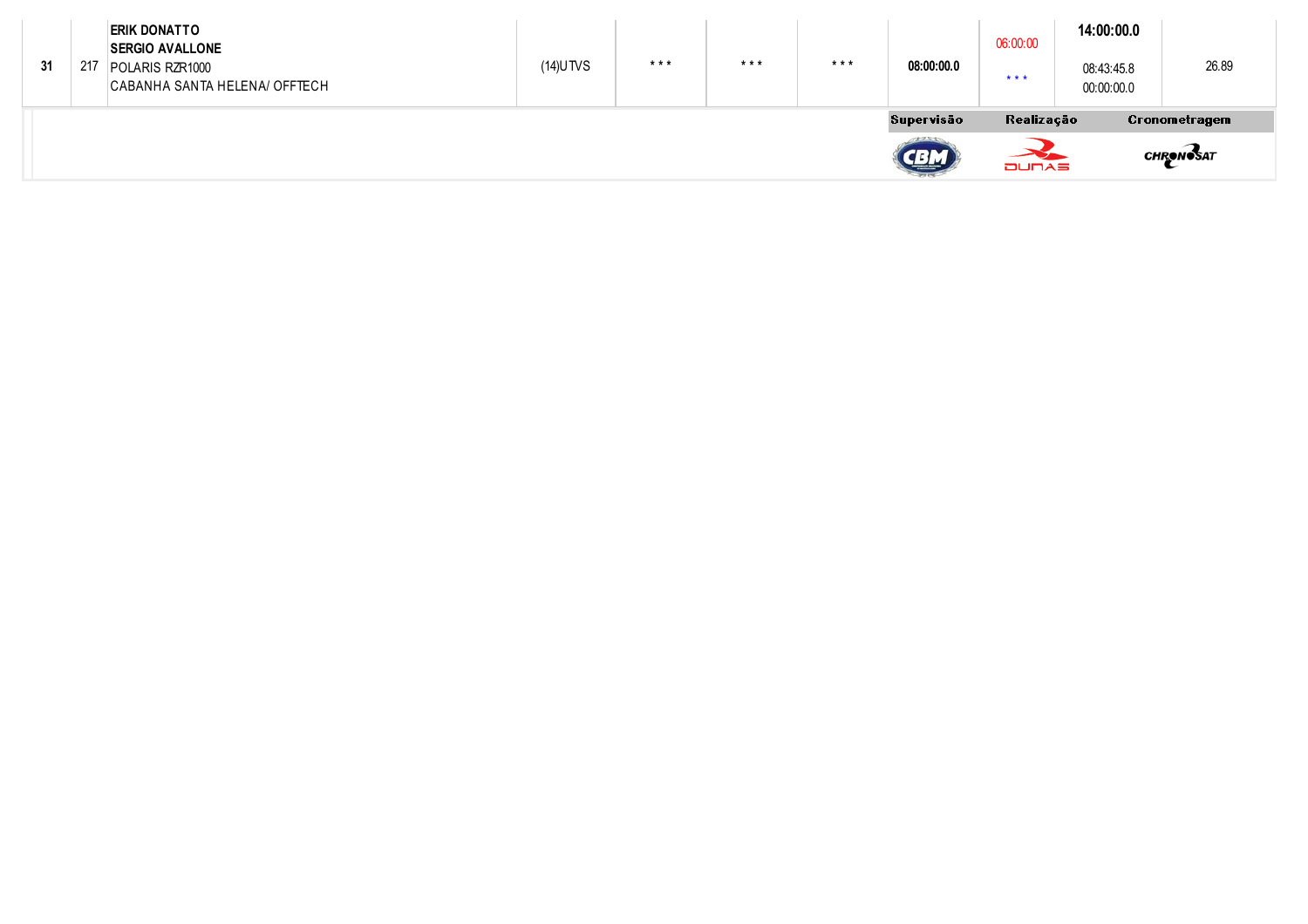| | | | | | | | | | | |
|---|---|---|---|---|---|---|---|---|---|---|
| 31 | 217 | **ERIK DONATTO**<br>**SERGIO AVALLONE**<br>POLARIS RZR1000<br>CABANHA SANTA HELENA/ OFFTECH | (14)UTVS | * * * | * * * | * * * | **08:00:00.0** | 06:00:00<br>* * * | **14:00:00.0**<br>08:43:45.8<br>00:00:00.0 | 26.89 |

Supervisão | Realização | Cronometragem